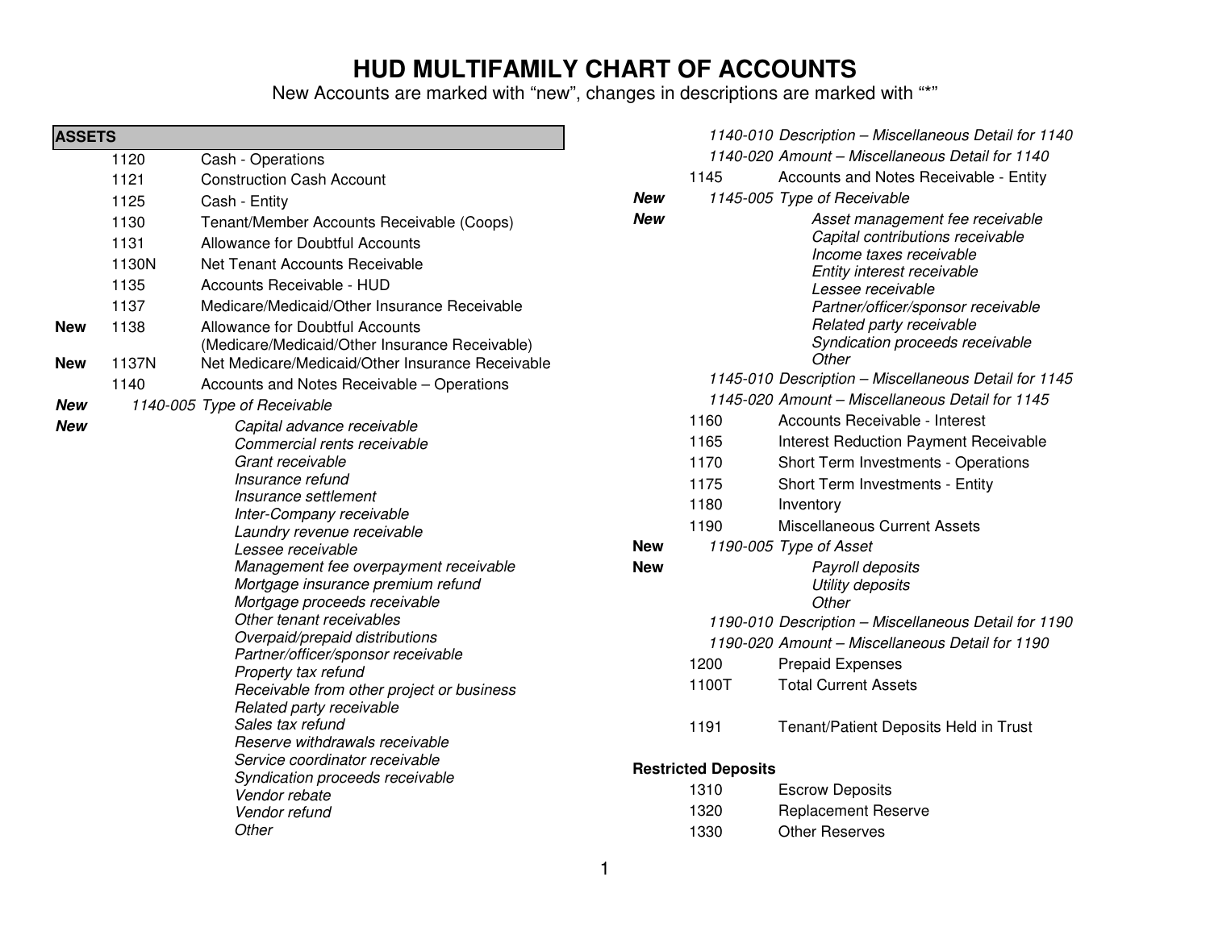# HUD MULTIFAMILY CHART OF ACCOUNTS

New Accounts are marked with "new", changes in descriptions are marked with "*"

## ASSETS

| | Account | Description |
|---|---|---|
| | 1120 | Cash - Operations |
| | 1121 | Construction Cash Account |
| | 1125 | Cash - Entity |
| | 1130 | Tenant/Member Accounts Receivable (Coops) |
| | 1131 | Allowance for Doubtful Accounts |
| | 1130N | Net Tenant Accounts Receivable |
| | 1135 | Accounts Receivable - HUD |
| | 1137 | Medicare/Medicaid/Other Insurance Receivable |
| **New** | 1138 | Allowance for Doubtful Accounts (Medicare/Medicaid/Other Insurance Receivable) |
| **New** | 1137N | Net Medicare/Medicaid/Other Insurance Receivable |
| | 1140 | Accounts and Notes Receivable – Operations |
| ***New*** | *1140-005* | *Type of Receivable* |
| ***New*** | | *Capital advance receivable*<br>*Commercial rents receivable*<br>*Grant receivable*<br>*Insurance refund*<br>*Insurance settlement*<br>*Inter-Company receivable*<br>*Laundry revenue receivable*<br>*Lessee receivable*<br>*Management fee overpayment receivable*<br>*Mortgage insurance premium refund*<br>*Mortgage proceeds receivable*<br>*Other tenant receivables*<br>*Overpaid/prepaid distributions*<br>*Partner/officer/sponsor receivable*<br>*Property tax refund*<br>*Receivable from other project or business*<br>*Related party receivable*<br>*Sales tax refund*<br>*Reserve withdrawals receivable*<br>*Service coordinator receivable*<br>*Syndication proceeds receivable*<br>*Vendor rebate*<br>*Vendor refund*<br>*Other* |
| | *1140-010* | *Description – Miscellaneous Detail for 1140* |
| | *1140-020* | *Amount – Miscellaneous Detail for 1140* |
| | 1145 | Accounts and Notes Receivable - Entity |
| **New** | *1145-005* | *Type of Receivable* |
| **New** | | *Asset management fee receivable*<br>*Capital contributions receivable*<br>*Income taxes receivable*<br>*Entity interest receivable*<br>*Lessee receivable*<br>*Partner/officer/sponsor receivable*<br>*Related party receivable*<br>*Syndication proceeds receivable*<br>*Other* |
| | *1145-010* | *Description – Miscellaneous Detail for 1145* |
| | *1145-020* | *Amount – Miscellaneous Detail for 1145* |
| | 1160 | Accounts Receivable - Interest |
| | 1165 | Interest Reduction Payment Receivable |
| | 1170 | Short Term Investments - Operations |
| | 1175 | Short Term Investments - Entity |
| | 1180 | Inventory |
| | 1190 | Miscellaneous Current Assets |
| **New** | *1190-005* | *Type of Asset* |
| **New** | | *Payroll deposits*<br>*Utility deposits*<br>*Other* |
| | *1190-010* | *Description – Miscellaneous Detail for 1190* |
| | *1190-020* | *Amount – Miscellaneous Detail for 1190* |
| | 1200 | Prepaid Expenses |
| | 1100T | Total Current Assets |
| | 1191 | Tenant/Patient Deposits Held in Trust |

**Restricted Deposits**

| Account | Description |
|---|---|
| 1310 | Escrow Deposits |
| 1320 | Replacement Reserve |
| 1330 | Other Reserves |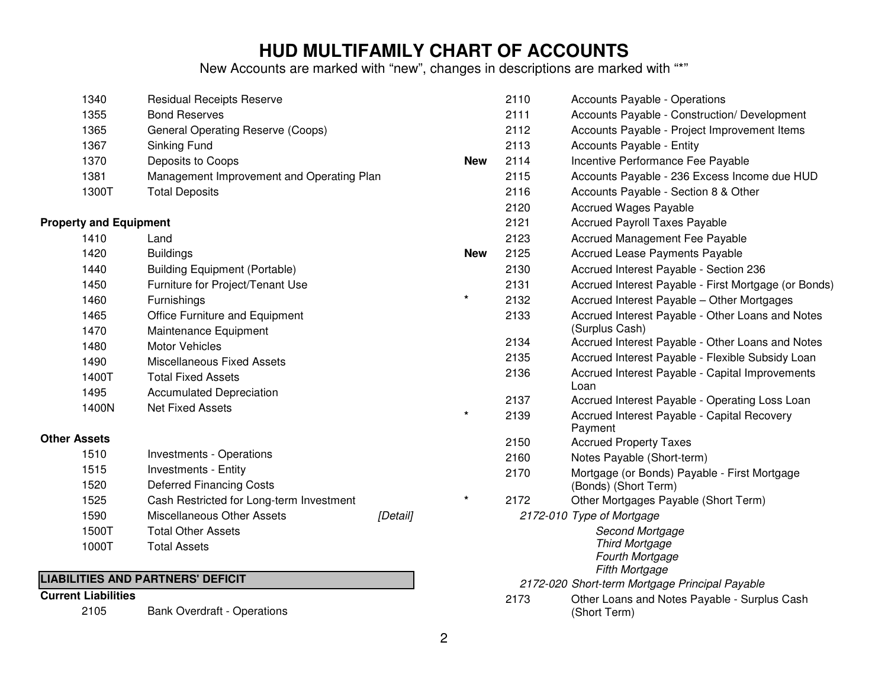# HUD MULTIFAMILY CHART OF ACCOUNTS

New Accounts are marked with "new", changes in descriptions are marked with "*"

| | Account | Description | |
|---|---|---|---|
| | 1340 | Residual Receipts Reserve | |
| | 1355 | Bond Reserves | |
| | 1365 | General Operating Reserve (Coops) | |
| | 1367 | Sinking Fund | |
| | 1370 | Deposits to Coops | |
| | 1381 | Management Improvement and Operating Plan | |
| | 1300T | Total Deposits | |

**Property and Equipment**

| | Account | Description | |
|---|---|---|---|
| | 1410 | Land | |
| | 1420 | Buildings | |
| | 1440 | Building Equipment (Portable) | |
| | 1450 | Furniture for Project/Tenant Use | |
| | 1460 | Furnishings | |
| | 1465 | Office Furniture and Equipment | |
| | 1470 | Maintenance Equipment | |
| | 1480 | Motor Vehicles | |
| | 1490 | Miscellaneous Fixed Assets | |
| | 1400T | Total Fixed Assets | |
| | 1495 | Accumulated Depreciation | |
| | 1400N | Net Fixed Assets | |

**Other Assets**

| | Account | Description | |
|---|---|---|---|
| | 1510 | Investments - Operations | |
| | 1515 | Investments - Entity | |
| | 1520 | Deferred Financing Costs | |
| | 1525 | Cash Restricted for Long-term Investment | |
| | 1590 | Miscellaneous Other Assets | [Detail] |
| | 1500T | Total Other Assets | |
| | 1000T | Total Assets | |

## LIABILITIES AND PARTNERS' DEFICIT

**Current Liabilities**

| | Account | Description |
|---|---|---|
| | 2105 | Bank Overdraft - Operations |
| | 2110 | Accounts Payable - Operations |
| | 2111 | Accounts Payable - Construction/ Development |
| | 2112 | Accounts Payable - Project Improvement Items |
| | 2113 | Accounts Payable - Entity |
| New | 2114 | Incentive Performance Fee Payable |
| | 2115 | Accounts Payable - 236 Excess Income due HUD |
| | 2116 | Accounts Payable - Section 8 & Other |
| | 2120 | Accrued Wages Payable |
| | 2121 | Accrued Payroll Taxes Payable |
| | 2123 | Accrued Management Fee Payable |
| New | 2125 | Accrued Lease Payments Payable |
| | 2130 | Accrued Interest Payable - Section 236 |
| | 2131 | Accrued Interest Payable - First Mortgage (or Bonds) |
| * | 2132 | Accrued Interest Payable – Other Mortgages |
| | 2133 | Accrued Interest Payable - Other Loans and Notes (Surplus Cash) |
| | 2134 | Accrued Interest Payable - Other Loans and Notes |
| | 2135 | Accrued Interest Payable - Flexible Subsidy Loan |
| | 2136 | Accrued Interest Payable - Capital Improvements Loan |
| | 2137 | Accrued Interest Payable - Operating Loss Loan |
| * | 2139 | Accrued Interest Payable - Capital Recovery Payment |
| | 2150 | Accrued Property Taxes |
| | 2160 | Notes Payable (Short-term) |
| | 2170 | Mortgage (or Bonds) Payable - First Mortgage (Bonds) (Short Term) |
| * | 2172 | Other Mortgages Payable (Short Term) |
| | | *2172-010 Type of Mortgage* |
| | | *Second Mortgage* |
| | | *Third Mortgage* |
| | | *Fourth Mortgage* |
| | | *Fifth Mortgage* |
| | | *2172-020 Short-term Mortgage Principal Payable* |
| | 2173 | Other Loans and Notes Payable - Surplus Cash (Short Term) |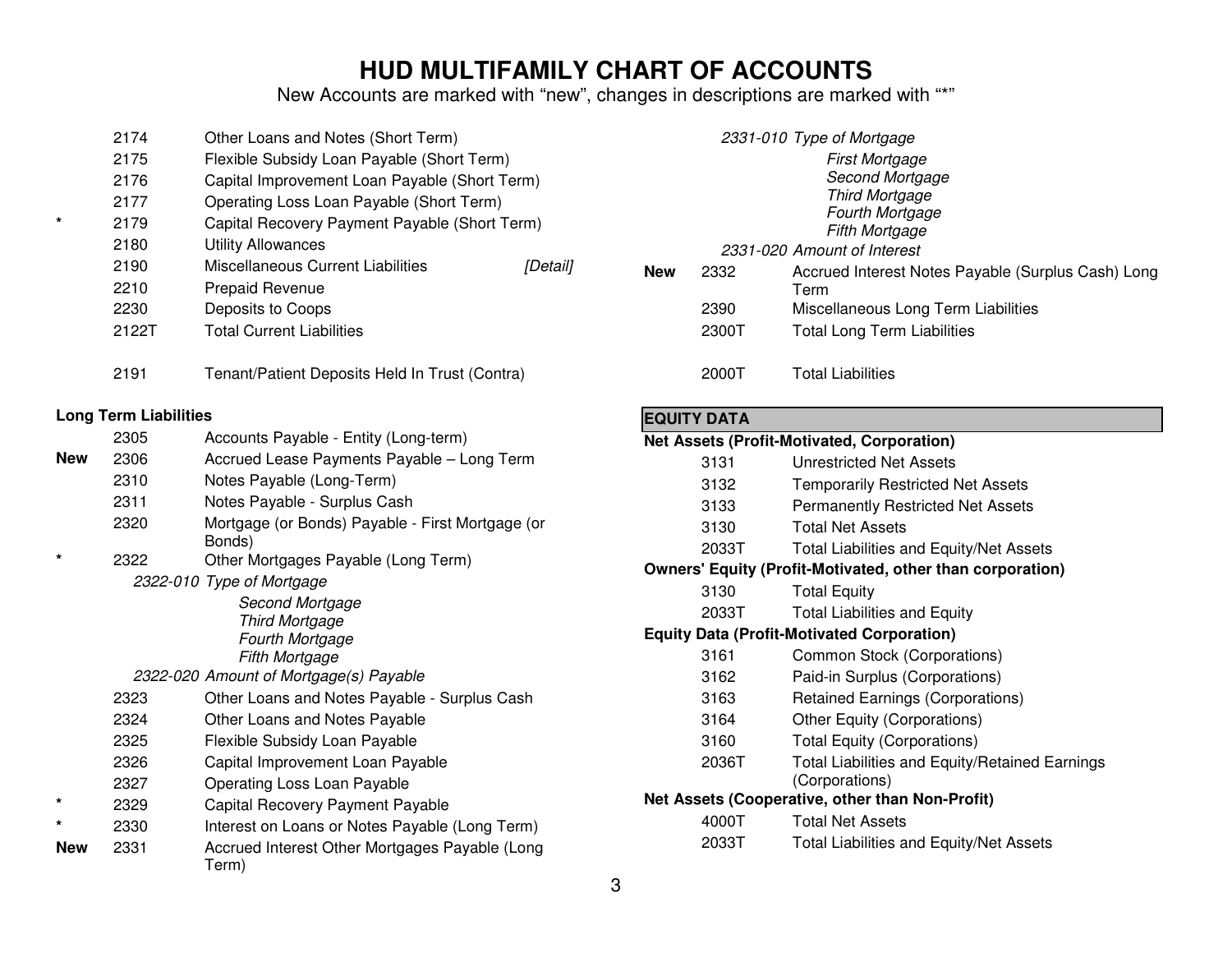# HUD MULTIFAMILY CHART OF ACCOUNTS

New Accounts are marked with "new", changes in descriptions are marked with "*"

| | | | |
|---|---|---|---|
| | 2174 | Other Loans and Notes (Short Term) | |
| | 2175 | Flexible Subsidy Loan Payable (Short Term) | |
| | 2176 | Capital Improvement Loan Payable (Short Term) | |
| | 2177 | Operating Loss Loan Payable (Short Term) | |
| * | 2179 | Capital Recovery Payment Payable (Short Term) | |
| | 2180 | Utility Allowances | |
| | 2190 | Miscellaneous Current Liabilities | [Detail] |
| | 2210 | Prepaid Revenue | |
| | 2230 | Deposits to Coops | |
| | 2122T | Total Current Liabilities | |
| | 2191 | Tenant/Patient Deposits Held In Trust (Contra) | |

**Long Term Liabilities**

| | | |
|---|---|---|
| | 2305 | Accounts Payable - Entity (Long-term) |
| New | 2306 | Accrued Lease Payments Payable – Long Term |
| | 2310 | Notes Payable (Long-Term) |
| | 2311 | Notes Payable - Surplus Cash |
| | 2320 | Mortgage (or Bonds) Payable - First Mortgage (or Bonds) |
| * | 2322 | Other Mortgages Payable (Long Term) |
| | *2322-010* | *Type of Mortgage*<br>*Second Mortgage*<br>*Third Mortgage*<br>*Fourth Mortgage*<br>*Fifth Mortgage* |
| | *2322-020* | *Amount of Mortgage(s) Payable* |
| | 2323 | Other Loans and Notes Payable - Surplus Cash |
| | 2324 | Other Loans and Notes Payable |
| | 2325 | Flexible Subsidy Loan Payable |
| | 2326 | Capital Improvement Loan Payable |
| | 2327 | Operating Loss Loan Payable |
| * | 2329 | Capital Recovery Payment Payable |
| * | 2330 | Interest on Loans or Notes Payable (Long Term) |
| New | 2331 | Accrued Interest Other Mortgages Payable (Long Term) |
| | *2331-010* | *Type of Mortgage*<br>*First Mortgage*<br>*Second Mortgage*<br>*Third Mortgage*<br>*Fourth Mortgage*<br>*Fifth Mortgage* |
| | *2331-020* | *Amount of Interest* |
| New | 2332 | Accrued Interest Notes Payable (Surplus Cash) Long Term |
| | 2390 | Miscellaneous Long Term Liabilities |
| | 2300T | Total Long Term Liabilities |
| | 2000T | Total Liabilities |

## EQUITY DATA

**Net Assets (Profit-Motivated, Corporation)**

| | |
|---|---|
| 3131 | Unrestricted Net Assets |
| 3132 | Temporarily Restricted Net Assets |
| 3133 | Permanently Restricted Net Assets |
| 3130 | Total Net Assets |
| 2033T | Total Liabilities and Equity/Net Assets |

**Owners' Equity (Profit-Motivated, other than corporation)**

| | |
|---|---|
| 3130 | Total Equity |
| 2033T | Total Liabilities and Equity |

**Equity Data (Profit-Motivated Corporation)**

| | |
|---|---|
| 3161 | Common Stock (Corporations) |
| 3162 | Paid-in Surplus (Corporations) |
| 3163 | Retained Earnings (Corporations) |
| 3164 | Other Equity (Corporations) |
| 3160 | Total Equity (Corporations) |
| 2036T | Total Liabilities and Equity/Retained Earnings (Corporations) |

**Net Assets (Cooperative, other than Non-Profit)**

| | |
|---|---|
| 4000T | Total Net Assets |
| 2033T | Total Liabilities and Equity/Net Assets |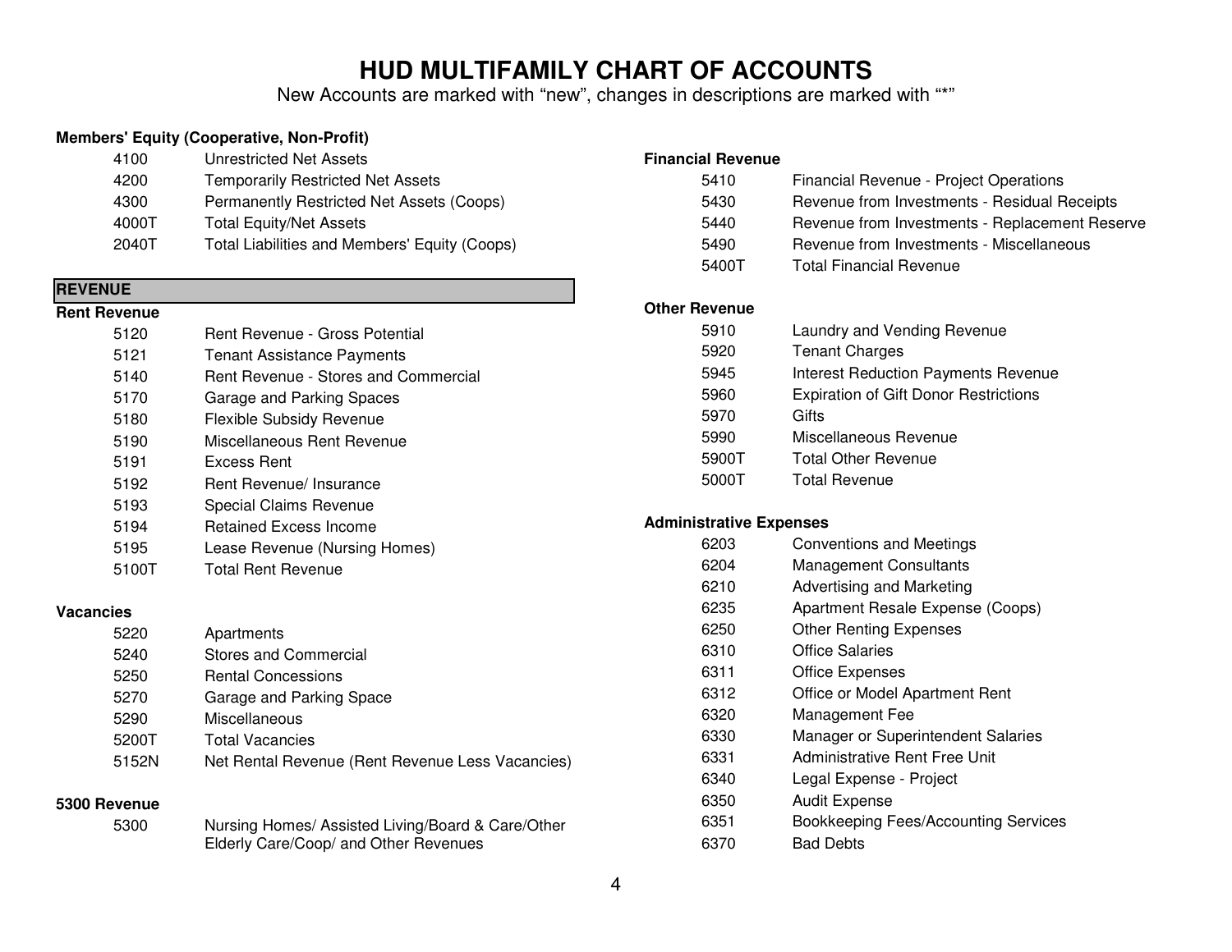# HUD MULTIFAMILY CHART OF ACCOUNTS

New Accounts are marked with "new", changes in descriptions are marked with "*"

**Members' Equity (Cooperative, Non-Profit)**

| | |
|---|---|
| 4100 | Unrestricted Net Assets |
| 4200 | Temporarily Restricted Net Assets |
| 4300 | Permanently Restricted Net Assets (Coops) |
| 4000T | Total Equity/Net Assets |
| 2040T | Total Liabilities and Members' Equity (Coops) |

## REVENUE

**Rent Revenue**

| | |
|---|---|
| 5120 | Rent Revenue - Gross Potential |
| 5121 | Tenant Assistance Payments |
| 5140 | Rent Revenue - Stores and Commercial |
| 5170 | Garage and Parking Spaces |
| 5180 | Flexible Subsidy Revenue |
| 5190 | Miscellaneous Rent Revenue |
| 5191 | Excess Rent |
| 5192 | Rent Revenue/ Insurance |
| 5193 | Special Claims Revenue |
| 5194 | Retained Excess Income |
| 5195 | Lease Revenue (Nursing Homes) |
| 5100T | Total Rent Revenue |

**Vacancies**

| | |
|---|---|
| 5220 | Apartments |
| 5240 | Stores and Commercial |
| 5250 | Rental Concessions |
| 5270 | Garage and Parking Space |
| 5290 | Miscellaneous |
| 5200T | Total Vacancies |
| 5152N | Net Rental Revenue (Rent Revenue Less Vacancies) |

**5300 Revenue**

| | |
|---|---|
| 5300 | Nursing Homes/ Assisted Living/Board & Care/Other Elderly Care/Coop/ and Other Revenues |

**Financial Revenue**

| | |
|---|---|
| 5410 | Financial Revenue - Project Operations |
| 5430 | Revenue from Investments - Residual Receipts |
| 5440 | Revenue from Investments - Replacement Reserve |
| 5490 | Revenue from Investments - Miscellaneous |
| 5400T | Total Financial Revenue |

**Other Revenue**

| | |
|---|---|
| 5910 | Laundry and Vending Revenue |
| 5920 | Tenant Charges |
| 5945 | Interest Reduction Payments Revenue |
| 5960 | Expiration of Gift Donor Restrictions |
| 5970 | Gifts |
| 5990 | Miscellaneous Revenue |
| 5900T | Total Other Revenue |
| 5000T | Total Revenue |

**Administrative Expenses**

| | |
|---|---|
| 6203 | Conventions and Meetings |
| 6204 | Management Consultants |
| 6210 | Advertising and Marketing |
| 6235 | Apartment Resale Expense (Coops) |
| 6250 | Other Renting Expenses |
| 6310 | Office Salaries |
| 6311 | Office Expenses |
| 6312 | Office or Model Apartment Rent |
| 6320 | Management Fee |
| 6330 | Manager or Superintendent Salaries |
| 6331 | Administrative Rent Free Unit |
| 6340 | Legal Expense - Project |
| 6350 | Audit Expense |
| 6351 | Bookkeeping Fees/Accounting Services |
| 6370 | Bad Debts |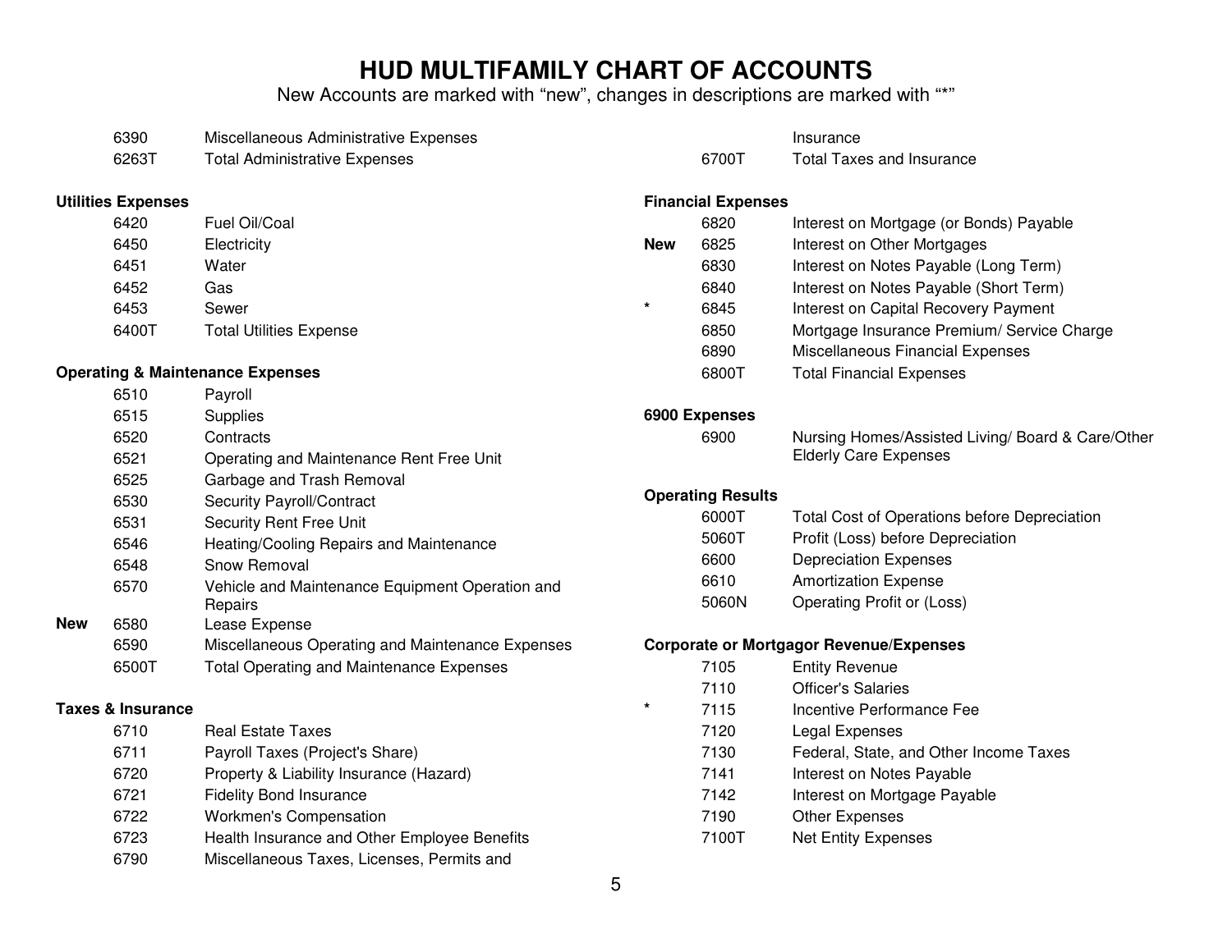# HUD MULTIFAMILY CHART OF ACCOUNTS

New Accounts are marked with "new", changes in descriptions are marked with "*"

| | | |
|---|---|---|
| | 6390 | Miscellaneous Administrative Expenses |
| | 6263T | Total Administrative Expenses |

**Utilities Expenses**

| | | |
|---|---|---|
| | 6420 | Fuel Oil/Coal |
| | 6450 | Electricity |
| | 6451 | Water |
| | 6452 | Gas |
| | 6453 | Sewer |
| | 6400T | Total Utilities Expense |

**Operating & Maintenance Expenses**

| | | |
|---|---|---|
| | 6510 | Payroll |
| | 6515 | Supplies |
| | 6520 | Contracts |
| | 6521 | Operating and Maintenance Rent Free Unit |
| | 6525 | Garbage and Trash Removal |
| | 6530 | Security Payroll/Contract |
| | 6531 | Security Rent Free Unit |
| | 6546 | Heating/Cooling Repairs and Maintenance |
| | 6548 | Snow Removal |
| | 6570 | Vehicle and Maintenance Equipment Operation and Repairs |
| **New** | 6580 | Lease Expense |
| | 6590 | Miscellaneous Operating and Maintenance Expenses |
| | 6500T | Total Operating and Maintenance Expenses |

**Taxes & Insurance**

| | | |
|---|---|---|
| | 6710 | Real Estate Taxes |
| | 6711 | Payroll Taxes (Project's Share) |
| | 6720 | Property & Liability Insurance (Hazard) |
| | 6721 | Fidelity Bond Insurance |
| | 6722 | Workmen's Compensation |
| | 6723 | Health Insurance and Other Employee Benefits |
| | 6790 | Miscellaneous Taxes, Licenses, Permits and Insurance |
| | 6700T | Total Taxes and Insurance |

**Financial Expenses**

| | | |
|---|---|---|
| | 6820 | Interest on Mortgage (or Bonds) Payable |
| **New** | 6825 | Interest on Other Mortgages |
| | 6830 | Interest on Notes Payable (Long Term) |
| | 6840 | Interest on Notes Payable (Short Term) |
| * | 6845 | Interest on Capital Recovery Payment |
| | 6850 | Mortgage Insurance Premium/ Service Charge |
| | 6890 | Miscellaneous Financial Expenses |
| | 6800T | Total Financial Expenses |

**6900 Expenses**

| | | |
|---|---|---|
| | 6900 | Nursing Homes/Assisted Living/ Board & Care/Other Elderly Care Expenses |

**Operating Results**

| | | |
|---|---|---|
| | 6000T | Total Cost of Operations before Depreciation |
| | 5060T | Profit (Loss) before Depreciation |
| | 6600 | Depreciation Expenses |
| | 6610 | Amortization Expense |
| | 5060N | Operating Profit or (Loss) |

**Corporate or Mortgagor Revenue/Expenses**

| | | |
|---|---|---|
| | 7105 | Entity Revenue |
| | 7110 | Officer's Salaries |
| * | 7115 | Incentive Performance Fee |
| | 7120 | Legal Expenses |
| | 7130 | Federal, State, and Other Income Taxes |
| | 7141 | Interest on Notes Payable |
| | 7142 | Interest on Mortgage Payable |
| | 7190 | Other Expenses |
| | 7100T | Net Entity Expenses |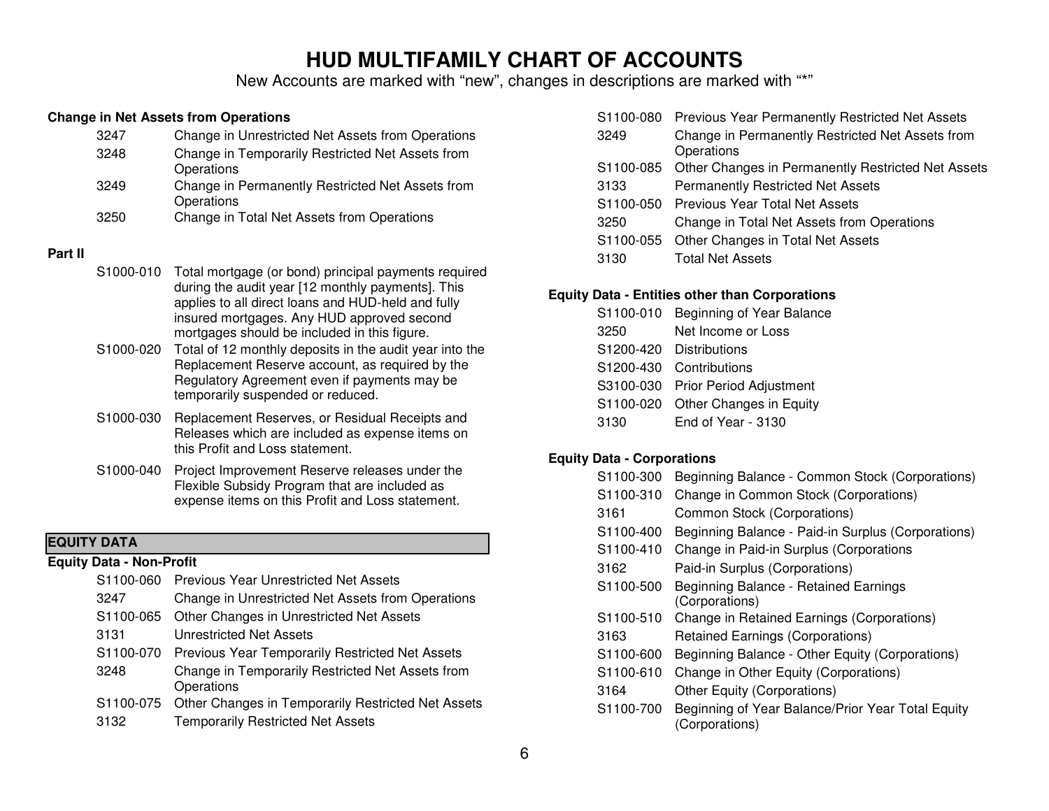# HUD MULTIFAMILY CHART OF ACCOUNTS

New Accounts are marked with "new", changes in descriptions are marked with "*"

**Change in Net Assets from Operations**

| | |
|---|---|
| 3247 | Change in Unrestricted Net Assets from Operations |
| 3248 | Change in Temporarily Restricted Net Assets from Operations |
| 3249 | Change in Permanently Restricted Net Assets from Operations |
| 3250 | Change in Total Net Assets from Operations |

**Part II**

| | |
|---|---|
| S1000-010 | Total mortgage (or bond) principal payments required during the audit year [12 monthly payments]. This applies to all direct loans and HUD-held and fully insured mortgages. Any HUD approved second mortgages should be included in this figure. |
| S1000-020 | Total of 12 monthly deposits in the audit year into the Replacement Reserve account, as required by the Regulatory Agreement even if payments may be temporarily suspended or reduced. |
| S1000-030 | Replacement Reserves, or Residual Receipts and Releases which are included as expense items on this Profit and Loss statement. |
| S1000-040 | Project Improvement Reserve releases under the Flexible Subsidy Program that are included as expense items on this Profit and Loss statement. |

## EQUITY DATA

**Equity Data - Non-Profit**

| | |
|---|---|
| S1100-060 | Previous Year Unrestricted Net Assets |
| 3247 | Change in Unrestricted Net Assets from Operations |
| S1100-065 | Other Changes in Unrestricted Net Assets |
| 3131 | Unrestricted Net Assets |
| S1100-070 | Previous Year Temporarily Restricted Net Assets |
| 3248 | Change in Temporarily Restricted Net Assets from Operations |
| S1100-075 | Other Changes in Temporarily Restricted Net Assets |
| 3132 | Temporarily Restricted Net Assets |
| S1100-080 | Previous Year Permanently Restricted Net Assets |
| 3249 | Change in Permanently Restricted Net Assets from Operations |
| S1100-085 | Other Changes in Permanently Restricted Net Assets |
| 3133 | Permanently Restricted Net Assets |
| S1100-050 | Previous Year Total Net Assets |
| 3250 | Change in Total Net Assets from Operations |
| S1100-055 | Other Changes in Total Net Assets |
| 3130 | Total Net Assets |

**Equity Data - Entities other than Corporations**

| | |
|---|---|
| S1100-010 | Beginning of Year Balance |
| 3250 | Net Income or Loss |
| S1200-420 | Distributions |
| S1200-430 | Contributions |
| S3100-030 | Prior Period Adjustment |
| S1100-020 | Other Changes in Equity |
| 3130 | End of Year - 3130 |

**Equity Data - Corporations**

| | |
|---|---|
| S1100-300 | Beginning Balance - Common Stock (Corporations) |
| S1100-310 | Change in Common Stock (Corporations) |
| 3161 | Common Stock (Corporations) |
| S1100-400 | Beginning Balance - Paid-in Surplus (Corporations) |
| S1100-410 | Change in Paid-in Surplus (Corporations |
| 3162 | Paid-in Surplus (Corporations) |
| S1100-500 | Beginning Balance - Retained Earnings (Corporations) |
| S1100-510 | Change in Retained Earnings (Corporations) |
| 3163 | Retained Earnings (Corporations) |
| S1100-600 | Beginning Balance - Other Equity (Corporations) |
| S1100-610 | Change in Other Equity (Corporations) |
| 3164 | Other Equity (Corporations) |
| S1100-700 | Beginning of Year Balance/Prior Year Total Equity (Corporations) |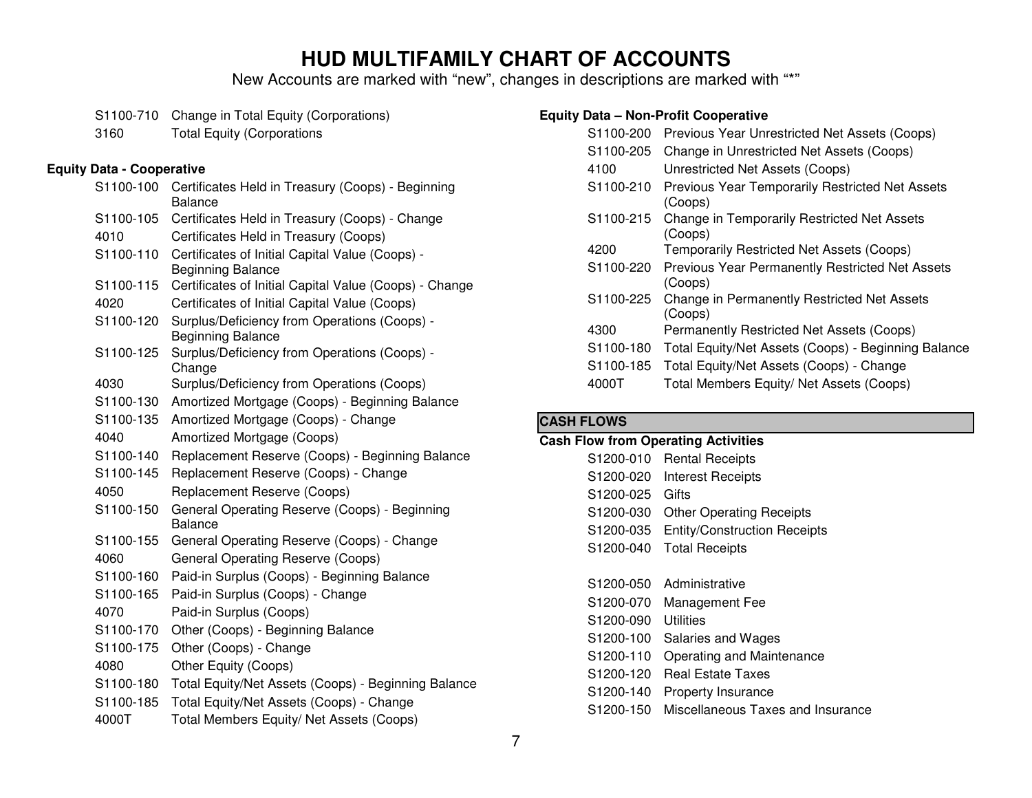# HUD MULTIFAMILY CHART OF ACCOUNTS

New Accounts are marked with "new", changes in descriptions are marked with "*"

| | |
|---|---|
| S1100-710 | Change in Total Equity (Corporations) |
| 3160 | Total Equity (Corporations |

**Equity Data - Cooperative**

| | |
|---|---|
| S1100-100 | Certificates Held in Treasury (Coops) - Beginning Balance |
| S1100-105 | Certificates Held in Treasury (Coops) - Change |
| 4010 | Certificates Held in Treasury (Coops) |
| S1100-110 | Certificates of Initial Capital Value (Coops) - Beginning Balance |
| S1100-115 | Certificates of Initial Capital Value (Coops) - Change |
| 4020 | Certificates of Initial Capital Value (Coops) |
| S1100-120 | Surplus/Deficiency from Operations (Coops) - Beginning Balance |
| S1100-125 | Surplus/Deficiency from Operations (Coops) - Change |
| 4030 | Surplus/Deficiency from Operations (Coops) |
| S1100-130 | Amortized Mortgage (Coops) - Beginning Balance |
| S1100-135 | Amortized Mortgage (Coops) - Change |
| 4040 | Amortized Mortgage (Coops) |
| S1100-140 | Replacement Reserve (Coops) - Beginning Balance |
| S1100-145 | Replacement Reserve (Coops) - Change |
| 4050 | Replacement Reserve (Coops) |
| S1100-150 | General Operating Reserve (Coops) - Beginning Balance |
| S1100-155 | General Operating Reserve (Coops) - Change |
| 4060 | General Operating Reserve (Coops) |
| S1100-160 | Paid-in Surplus (Coops) - Beginning Balance |
| S1100-165 | Paid-in Surplus (Coops) - Change |
| 4070 | Paid-in Surplus (Coops) |
| S1100-170 | Other (Coops) - Beginning Balance |
| S1100-175 | Other (Coops) - Change |
| 4080 | Other Equity (Coops) |
| S1100-180 | Total Equity/Net Assets (Coops) - Beginning Balance |
| S1100-185 | Total Equity/Net Assets (Coops) - Change |
| 4000T | Total Members Equity/ Net Assets (Coops) |

**Equity Data – Non-Profit Cooperative**

| | |
|---|---|
| S1100-200 | Previous Year Unrestricted Net Assets (Coops) |
| S1100-205 | Change in Unrestricted Net Assets (Coops) |
| 4100 | Unrestricted Net Assets (Coops) |
| S1100-210 | Previous Year Temporarily Restricted Net Assets (Coops) |
| S1100-215 | Change in Temporarily Restricted Net Assets (Coops) |
| 4200 | Temporarily Restricted Net Assets (Coops) |
| S1100-220 | Previous Year Permanently Restricted Net Assets (Coops) |
| S1100-225 | Change in Permanently Restricted Net Assets (Coops) |
| 4300 | Permanently Restricted Net Assets (Coops) |
| S1100-180 | Total Equity/Net Assets (Coops) - Beginning Balance |
| S1100-185 | Total Equity/Net Assets (Coops) - Change |
| 4000T | Total Members Equity/ Net Assets (Coops) |

## CASH FLOWS

**Cash Flow from Operating Activities**

| | |
|---|---|
| S1200-010 | Rental Receipts |
| S1200-020 | Interest Receipts |
| S1200-025 | Gifts |
| S1200-030 | Other Operating Receipts |
| S1200-035 | Entity/Construction Receipts |
| S1200-040 | Total Receipts |
| | |
| S1200-050 | Administrative |
| S1200-070 | Management Fee |
| S1200-090 | Utilities |
| S1200-100 | Salaries and Wages |
| S1200-110 | Operating and Maintenance |
| S1200-120 | Real Estate Taxes |
| S1200-140 | Property Insurance |
| S1200-150 | Miscellaneous Taxes and Insurance |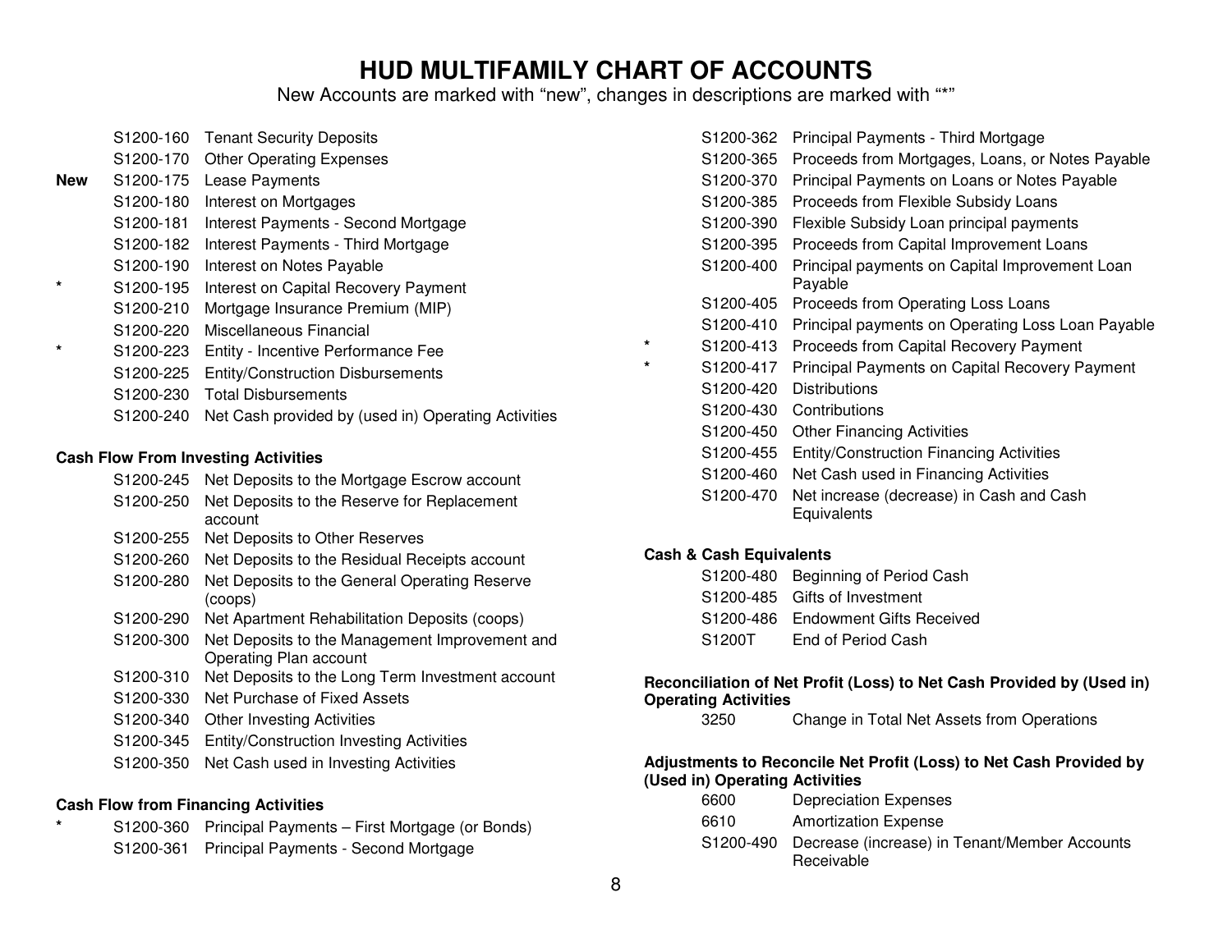# HUD MULTIFAMILY CHART OF ACCOUNTS

New Accounts are marked with "new", changes in descriptions are marked with "*"

| | | |
|---|---|---|
| | S1200-160 | Tenant Security Deposits |
| | S1200-170 | Other Operating Expenses |
| **New** | S1200-175 | Lease Payments |
| | S1200-180 | Interest on Mortgages |
| | S1200-181 | Interest Payments - Second Mortgage |
| | S1200-182 | Interest Payments - Third Mortgage |
| | S1200-190 | Interest on Notes Payable |
| * | S1200-195 | Interest on Capital Recovery Payment |
| | S1200-210 | Mortgage Insurance Premium (MIP) |
| | S1200-220 | Miscellaneous Financial |
| * | S1200-223 | Entity - Incentive Performance Fee |
| | S1200-225 | Entity/Construction Disbursements |
| | S1200-230 | Total Disbursements |
| | S1200-240 | Net Cash provided by (used in) Operating Activities |

**Cash Flow From Investing Activities**

| | | |
|---|---|---|
| | S1200-245 | Net Deposits to the Mortgage Escrow account |
| | S1200-250 | Net Deposits to the Reserve for Replacement account |
| | S1200-255 | Net Deposits to Other Reserves |
| | S1200-260 | Net Deposits to the Residual Receipts account |
| | S1200-280 | Net Deposits to the General Operating Reserve (coops) |
| | S1200-290 | Net Apartment Rehabilitation Deposits (coops) |
| | S1200-300 | Net Deposits to the Management Improvement and Operating Plan account |
| | S1200-310 | Net Deposits to the Long Term Investment account |
| | S1200-330 | Net Purchase of Fixed Assets |
| | S1200-340 | Other Investing Activities |
| | S1200-345 | Entity/Construction Investing Activities |
| | S1200-350 | Net Cash used in Investing Activities |

**Cash Flow from Financing Activities**

| | | |
|---|---|---|
| * | S1200-360 | Principal Payments – First Mortgage (or Bonds) |
| | S1200-361 | Principal Payments - Second Mortgage |
| | S1200-362 | Principal Payments - Third Mortgage |
| | S1200-365 | Proceeds from Mortgages, Loans, or Notes Payable |
| | S1200-370 | Principal Payments on Loans or Notes Payable |
| | S1200-385 | Proceeds from Flexible Subsidy Loans |
| | S1200-390 | Flexible Subsidy Loan principal payments |
| | S1200-395 | Proceeds from Capital Improvement Loans |
| | S1200-400 | Principal payments on Capital Improvement Loan Payable |
| | S1200-405 | Proceeds from Operating Loss Loans |
| | S1200-410 | Principal payments on Operating Loss Loan Payable |
| * | S1200-413 | Proceeds from Capital Recovery Payment |
| * | S1200-417 | Principal Payments on Capital Recovery Payment |
| | S1200-420 | Distributions |
| | S1200-430 | Contributions |
| | S1200-450 | Other Financing Activities |
| | S1200-455 | Entity/Construction Financing Activities |
| | S1200-460 | Net Cash used in Financing Activities |
| | S1200-470 | Net increase (decrease) in Cash and Cash Equivalents |

**Cash & Cash Equivalents**

| | | |
|---|---|---|
| | S1200-480 | Beginning of Period Cash |
| | S1200-485 | Gifts of Investment |
| | S1200-486 | Endowment Gifts Received |
| | S1200T | End of Period Cash |

**Reconciliation of Net Profit (Loss) to Net Cash Provided by (Used in) Operating Activities**

| | | |
|---|---|---|
| | 3250 | Change in Total Net Assets from Operations |

**Adjustments to Reconcile Net Profit (Loss) to Net Cash Provided by (Used in) Operating Activities**

| | | |
|---|---|---|
| | 6600 | Depreciation Expenses |
| | 6610 | Amortization Expense |
| | S1200-490 | Decrease (increase) in Tenant/Member Accounts Receivable |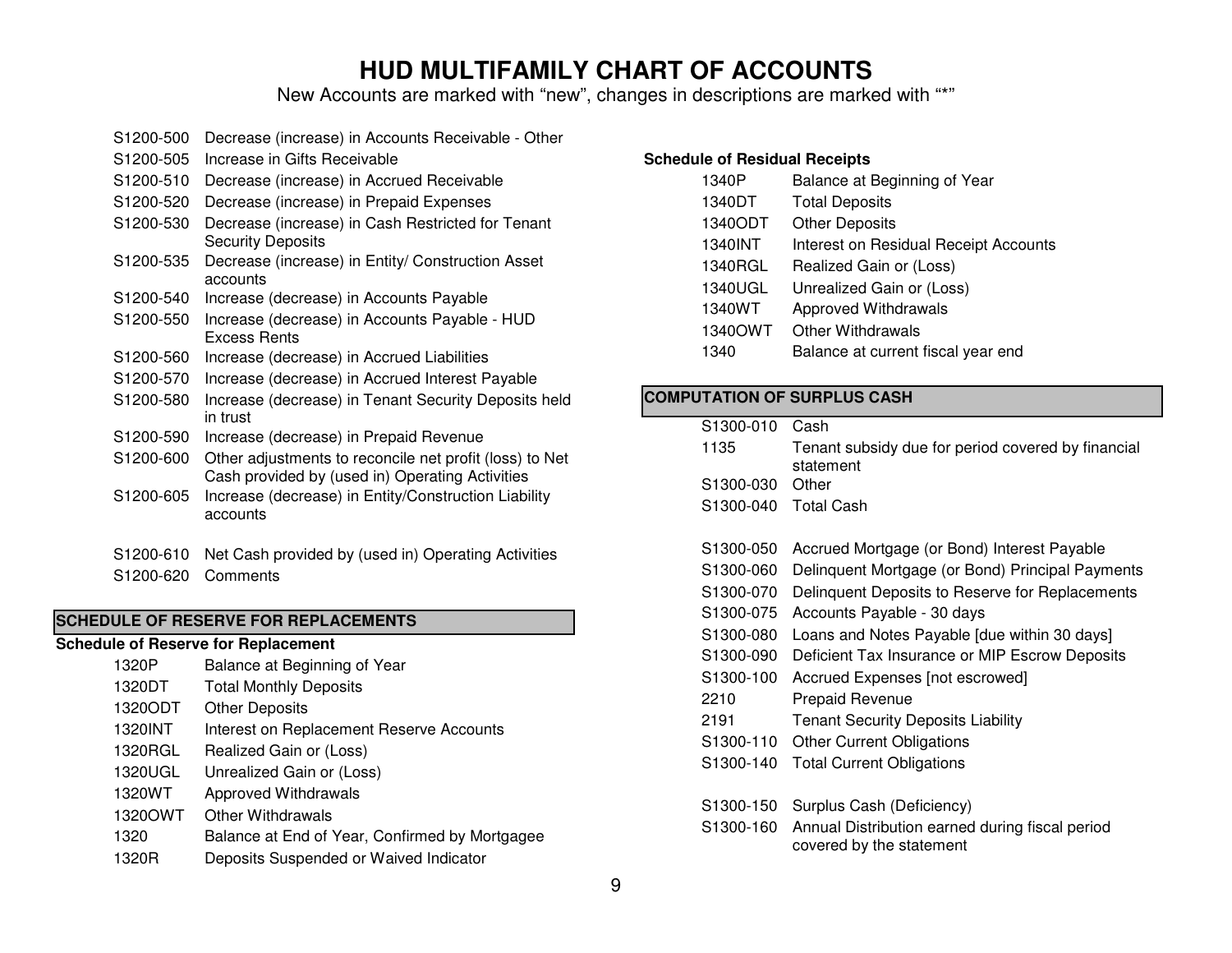# HUD MULTIFAMILY CHART OF ACCOUNTS

New Accounts are marked with "new", changes in descriptions are marked with "*"

| | |
|---|---|
| S1200-500 | Decrease (increase) in Accounts Receivable - Other |
| S1200-505 | Increase in Gifts Receivable |
| S1200-510 | Decrease (increase) in Accrued Receivable |
| S1200-520 | Decrease (increase) in Prepaid Expenses |
| S1200-530 | Decrease (increase) in Cash Restricted for Tenant Security Deposits |
| S1200-535 | Decrease (increase) in Entity/ Construction Asset accounts |
| S1200-540 | Increase (decrease) in Accounts Payable |
| S1200-550 | Increase (decrease) in Accounts Payable - HUD Excess Rents |
| S1200-560 | Increase (decrease) in Accrued Liabilities |
| S1200-570 | Increase (decrease) in Accrued Interest Payable |
| S1200-580 | Increase (decrease) in Tenant Security Deposits held in trust |
| S1200-590 | Increase (decrease) in Prepaid Revenue |
| S1200-600 | Other adjustments to reconcile net profit (loss) to Net Cash provided by (used in) Operating Activities |
| S1200-605 | Increase (decrease) in Entity/Construction Liability accounts |
| S1200-610 | Net Cash provided by (used in) Operating Activities |
| S1200-620 | Comments |

## SCHEDULE OF RESERVE FOR REPLACEMENTS

**Schedule of Reserve for Replacement**

| | |
|---|---|
| 1320P | Balance at Beginning of Year |
| 1320DT | Total Monthly Deposits |
| 1320ODT | Other Deposits |
| 1320INT | Interest on Replacement Reserve Accounts |
| 1320RGL | Realized Gain or (Loss) |
| 1320UGL | Unrealized Gain or (Loss) |
| 1320WT | Approved Withdrawals |
| 1320OWT | Other Withdrawals |
| 1320 | Balance at End of Year, Confirmed by Mortgagee |
| 1320R | Deposits Suspended or Waived Indicator |

**Schedule of Residual Receipts**

| | |
|---|---|
| 1340P | Balance at Beginning of Year |
| 1340DT | Total Deposits |
| 1340ODT | Other Deposits |
| 1340INT | Interest on Residual Receipt Accounts |
| 1340RGL | Realized Gain or (Loss) |
| 1340UGL | Unrealized Gain or (Loss) |
| 1340WT | Approved Withdrawals |
| 1340OWT | Other Withdrawals |
| 1340 | Balance at current fiscal year end |

## COMPUTATION OF SURPLUS CASH

| | |
|---|---|
| S1300-010 | Cash |
| 1135 | Tenant subsidy due for period covered by financial statement |
| S1300-030 | Other |
| S1300-040 | Total Cash |
| S1300-050 | Accrued Mortgage (or Bond) Interest Payable |
| S1300-060 | Delinquent Mortgage (or Bond) Principal Payments |
| S1300-070 | Delinquent Deposits to Reserve for Replacements |
| S1300-075 | Accounts Payable - 30 days |
| S1300-080 | Loans and Notes Payable [due within 30 days] |
| S1300-090 | Deficient Tax Insurance or MIP Escrow Deposits |
| S1300-100 | Accrued Expenses [not escrowed] |
| 2210 | Prepaid Revenue |
| 2191 | Tenant Security Deposits Liability |
| S1300-110 | Other Current Obligations |
| S1300-140 | Total Current Obligations |
| S1300-150 | Surplus Cash (Deficiency) |
| S1300-160 | Annual Distribution earned during fiscal period covered by the statement |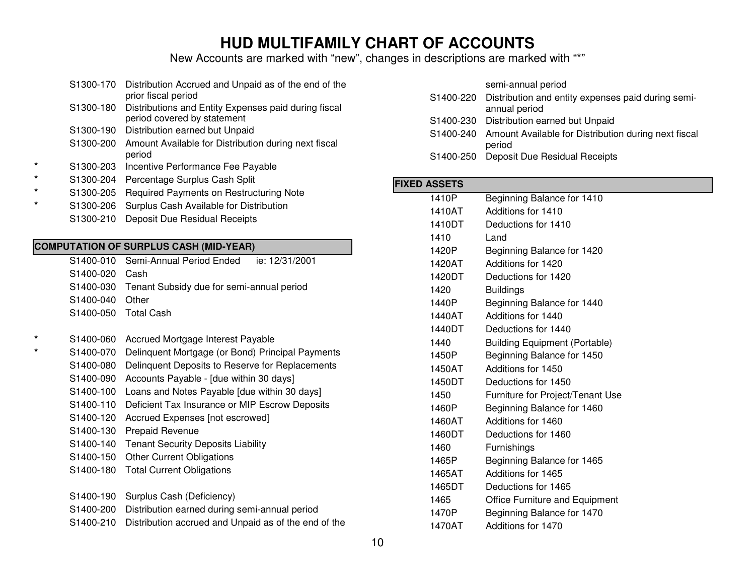# HUD MULTIFAMILY CHART OF ACCOUNTS

New Accounts are marked with "new", changes in descriptions are marked with "*"

| | Account | Description |
|---|---|---|
| | S1300-170 | Distribution Accrued and Unpaid as of the end of the prior fiscal period |
| | S1300-180 | Distributions and Entity Expenses paid during fiscal period covered by statement |
| | S1300-190 | Distribution earned but Unpaid |
| | S1300-200 | Amount Available for Distribution during next fiscal period |
| * | S1300-203 | Incentive Performance Fee Payable |
| * | S1300-204 | Percentage Surplus Cash Split |
| * | S1300-205 | Required Payments on Restructuring Note |
| * | S1300-206 | Surplus Cash Available for Distribution |
| | S1300-210 | Deposit Due Residual Receipts |

## COMPUTATION OF SURPLUS CASH (MID-YEAR)

| | Account | Description |
|---|---|---|
| | S1400-010 | Semi-Annual Period Ended ie: 12/31/2001 |
| | S1400-020 | Cash |
| | S1400-030 | Tenant Subsidy due for semi-annual period |
| | S1400-040 | Other |
| | S1400-050 | Total Cash |
| * | S1400-060 | Accrued Mortgage Interest Payable |
| * | S1400-070 | Delinquent Mortgage (or Bond) Principal Payments |
| | S1400-080 | Delinquent Deposits to Reserve for Replacements |
| | S1400-090 | Accounts Payable - [due within 30 days] |
| | S1400-100 | Loans and Notes Payable [due within 30 days] |
| | S1400-110 | Deficient Tax Insurance or MIP Escrow Deposits |
| | S1400-120 | Accrued Expenses [not escrowed] |
| | S1400-130 | Prepaid Revenue |
| | S1400-140 | Tenant Security Deposits Liability |
| | S1400-150 | Other Current Obligations |
| | S1400-180 | Total Current Obligations |
| | S1400-190 | Surplus Cash (Deficiency) |
| | S1400-200 | Distribution earned during semi-annual period |
| | S1400-210 | Distribution accrued and Unpaid as of the end of the semi-annual period |
| | S1400-220 | Distribution and entity expenses paid during semi-annual period |
| | S1400-230 | Distribution earned but Unpaid |
| | S1400-240 | Amount Available for Distribution during next fiscal period |
| | S1400-250 | Deposit Due Residual Receipts |

## FIXED ASSETS

| Account | Description |
|---|---|
| 1410P | Beginning Balance for 1410 |
| 1410AT | Additions for 1410 |
| 1410DT | Deductions for 1410 |
| 1410 | Land |
| 1420P | Beginning Balance for 1420 |
| 1420AT | Additions for 1420 |
| 1420DT | Deductions for 1420 |
| 1420 | Buildings |
| 1440P | Beginning Balance for 1440 |
| 1440AT | Additions for 1440 |
| 1440DT | Deductions for 1440 |
| 1440 | Building Equipment (Portable) |
| 1450P | Beginning Balance for 1450 |
| 1450AT | Additions for 1450 |
| 1450DT | Deductions for 1450 |
| 1450 | Furniture for Project/Tenant Use |
| 1460P | Beginning Balance for 1460 |
| 1460AT | Additions for 1460 |
| 1460DT | Deductions for 1460 |
| 1460 | Furnishings |
| 1465P | Beginning Balance for 1465 |
| 1465AT | Additions for 1465 |
| 1465DT | Deductions for 1465 |
| 1465 | Office Furniture and Equipment |
| 1470P | Beginning Balance for 1470 |
| 1470AT | Additions for 1470 |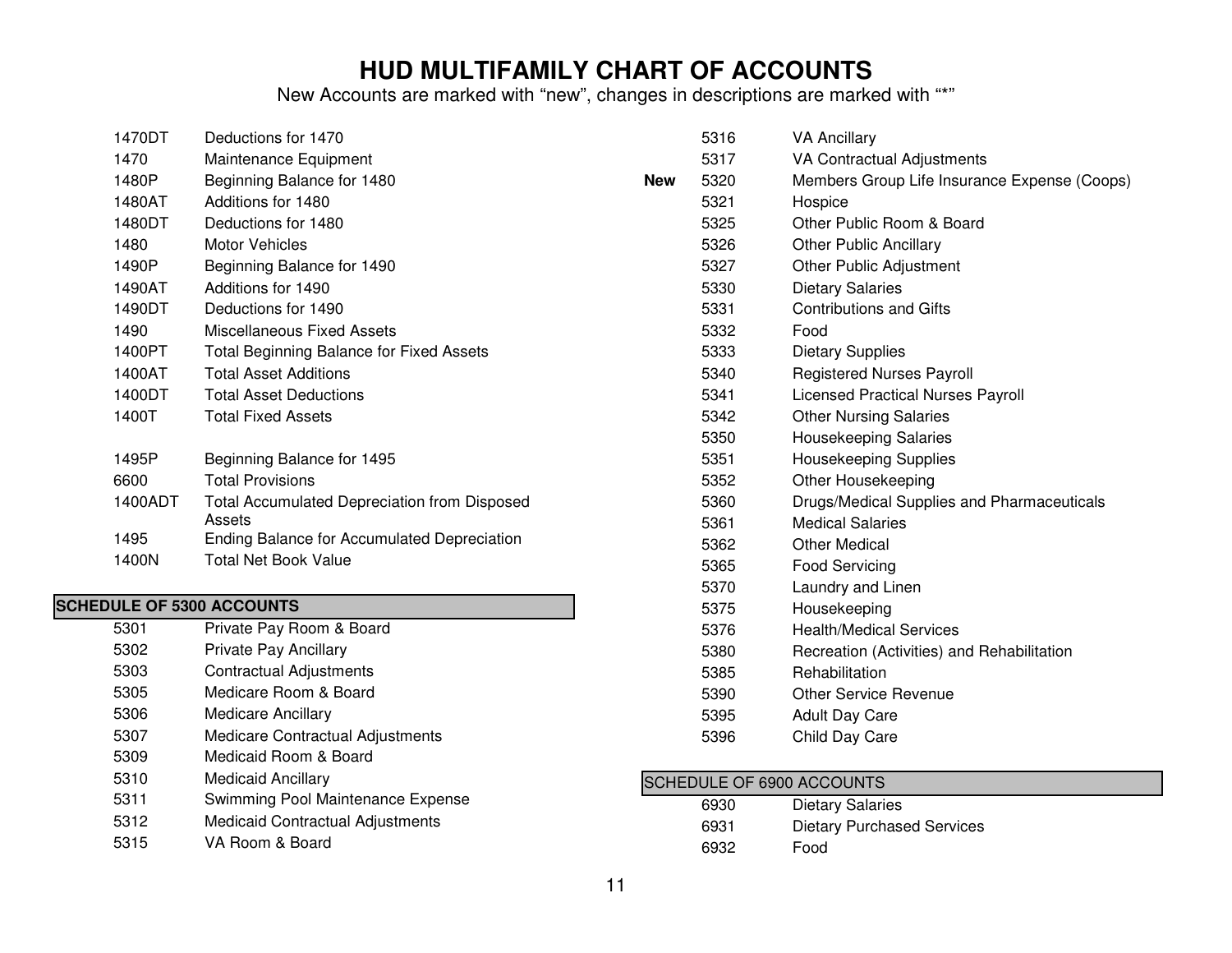# HUD MULTIFAMILY CHART OF ACCOUNTS

New Accounts are marked with "new", changes in descriptions are marked with "*"

| | | |
|---|---|---|
| | 1470DT | Deductions for 1470 |
| | 1470 | Maintenance Equipment |
| | 1480P | Beginning Balance for 1480 |
| | 1480AT | Additions for 1480 |
| | 1480DT | Deductions for 1480 |
| | 1480 | Motor Vehicles |
| | 1490P | Beginning Balance for 1490 |
| | 1490AT | Additions for 1490 |
| | 1490DT | Deductions for 1490 |
| | 1490 | Miscellaneous Fixed Assets |
| | 1400PT | Total Beginning Balance for Fixed Assets |
| | 1400AT | Total Asset Additions |
| | 1400DT | Total Asset Deductions |
| | 1400T | Total Fixed Assets |
| | 1495P | Beginning Balance for 1495 |
| | 6600 | Total Provisions |
| | 1400ADT | Total Accumulated Depreciation from Disposed Assets |
| | 1495 | Ending Balance for Accumulated Depreciation |
| | 1400N | Total Net Book Value |

## SCHEDULE OF 5300 ACCOUNTS

| | | |
|---|---|---|
| | 5301 | Private Pay Room & Board |
| | 5302 | Private Pay Ancillary |
| | 5303 | Contractual Adjustments |
| | 5305 | Medicare Room & Board |
| | 5306 | Medicare Ancillary |
| | 5307 | Medicare Contractual Adjustments |
| | 5309 | Medicaid Room & Board |
| | 5310 | Medicaid Ancillary |
| | 5311 | Swimming Pool Maintenance Expense |
| | 5312 | Medicaid Contractual Adjustments |
| | 5315 | VA Room & Board |
| | 5316 | VA Ancillary |
| | 5317 | VA Contractual Adjustments |
| **New** | 5320 | Members Group Life Insurance Expense (Coops) |
| | 5321 | Hospice |
| | 5325 | Other Public Room & Board |
| | 5326 | Other Public Ancillary |
| | 5327 | Other Public Adjustment |
| | 5330 | Dietary Salaries |
| | 5331 | Contributions and Gifts |
| | 5332 | Food |
| | 5333 | Dietary Supplies |
| | 5340 | Registered Nurses Payroll |
| | 5341 | Licensed Practical Nurses Payroll |
| | 5342 | Other Nursing Salaries |
| | 5350 | Housekeeping Salaries |
| | 5351 | Housekeeping Supplies |
| | 5352 | Other Housekeeping |
| | 5360 | Drugs/Medical Supplies and Pharmaceuticals |
| | 5361 | Medical Salaries |
| | 5362 | Other Medical |
| | 5365 | Food Servicing |
| | 5370 | Laundry and Linen |
| | 5375 | Housekeeping |
| | 5376 | Health/Medical Services |
| | 5380 | Recreation (Activities) and Rehabilitation |
| | 5385 | Rehabilitation |
| | 5390 | Other Service Revenue |
| | 5395 | Adult Day Care |
| | 5396 | Child Day Care |

## SCHEDULE OF 6900 ACCOUNTS

| | | |
|---|---|---|
| | 6930 | Dietary Salaries |
| | 6931 | Dietary Purchased Services |
| | 6932 | Food |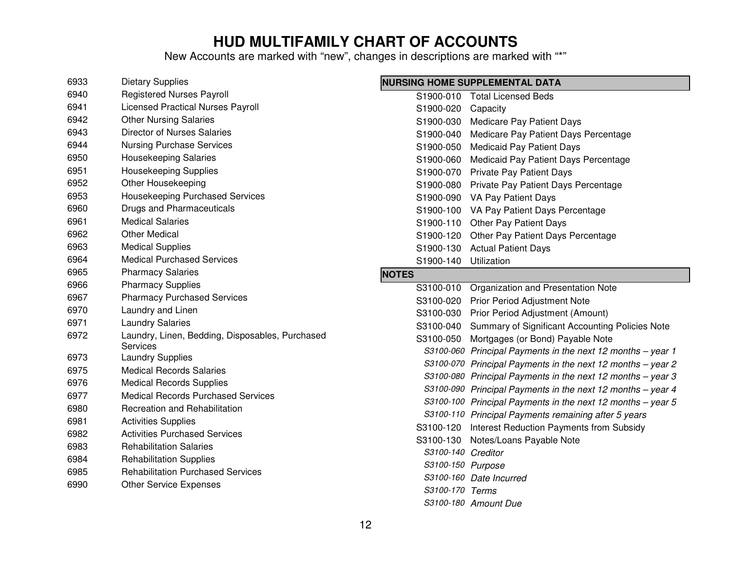# HUD MULTIFAMILY CHART OF ACCOUNTS

New Accounts are marked with "new", changes in descriptions are marked with "*"

| | |
|---|---|
| 6933 | Dietary Supplies |
| 6940 | Registered Nurses Payroll |
| 6941 | Licensed Practical Nurses Payroll |
| 6942 | Other Nursing Salaries |
| 6943 | Director of Nurses Salaries |
| 6944 | Nursing Purchase Services |
| 6950 | Housekeeping Salaries |
| 6951 | Housekeeping Supplies |
| 6952 | Other Housekeeping |
| 6953 | Housekeeping Purchased Services |
| 6960 | Drugs and Pharmaceuticals |
| 6961 | Medical Salaries |
| 6962 | Other Medical |
| 6963 | Medical Supplies |
| 6964 | Medical Purchased Services |
| 6965 | Pharmacy Salaries |
| 6966 | Pharmacy Supplies |
| 6967 | Pharmacy Purchased Services |
| 6970 | Laundry and Linen |
| 6971 | Laundry Salaries |
| 6972 | Laundry, Linen, Bedding, Disposables, Purchased Services |
| 6973 | Laundry Supplies |
| 6975 | Medical Records Salaries |
| 6976 | Medical Records Supplies |
| 6977 | Medical Records Purchased Services |
| 6980 | Recreation and Rehabilitation |
| 6981 | Activities Supplies |
| 6982 | Activities Purchased Services |
| 6983 | Rehabilitation Salaries |
| 6984 | Rehabilitation Supplies |
| 6985 | Rehabilitation Purchased Services |
| 6990 | Other Service Expenses |

| **NURSING HOME SUPPLEMENTAL DATA** | |
|---|---|
| S1900-010 | Total Licensed Beds |
| S1900-020 | Capacity |
| S1900-030 | Medicare Pay Patient Days |
| S1900-040 | Medicare Pay Patient Days Percentage |
| S1900-050 | Medicaid Pay Patient Days |
| S1900-060 | Medicaid Pay Patient Days Percentage |
| S1900-070 | Private Pay Patient Days |
| S1900-080 | Private Pay Patient Days Percentage |
| S1900-090 | VA Pay Patient Days |
| S1900-100 | VA Pay Patient Days Percentage |
| S1900-110 | Other Pay Patient Days |
| S1900-120 | Other Pay Patient Days Percentage |
| S1900-130 | Actual Patient Days |
| S1900-140 | Utilization |

| **NOTES** | |
|---|---|
| S3100-010 | Organization and Presentation Note |
| S3100-020 | Prior Period Adjustment Note |
| S3100-030 | Prior Period Adjustment (Amount) |
| S3100-040 | Summary of Significant Accounting Policies Note |
| S3100-050 | Mortgages (or Bond) Payable Note |
| *S3100-060* | *Principal Payments in the next 12 months – year 1* |
| *S3100-070* | *Principal Payments in the next 12 months – year 2* |
| *S3100-080* | *Principal Payments in the next 12 months – year 3* |
| *S3100-090* | *Principal Payments in the next 12 months – year 4* |
| *S3100-100* | *Principal Payments in the next 12 months – year 5* |
| *S3100-110* | *Principal Payments remaining after 5 years* |
| S3100-120 | Interest Reduction Payments from Subsidy |
| S3100-130 | Notes/Loans Payable Note |
| *S3100-140* | *Creditor* |
| *S3100-150* | *Purpose* |
| *S3100-160* | *Date Incurred* |
| *S3100-170* | *Terms* |
| *S3100-180* | *Amount Due* |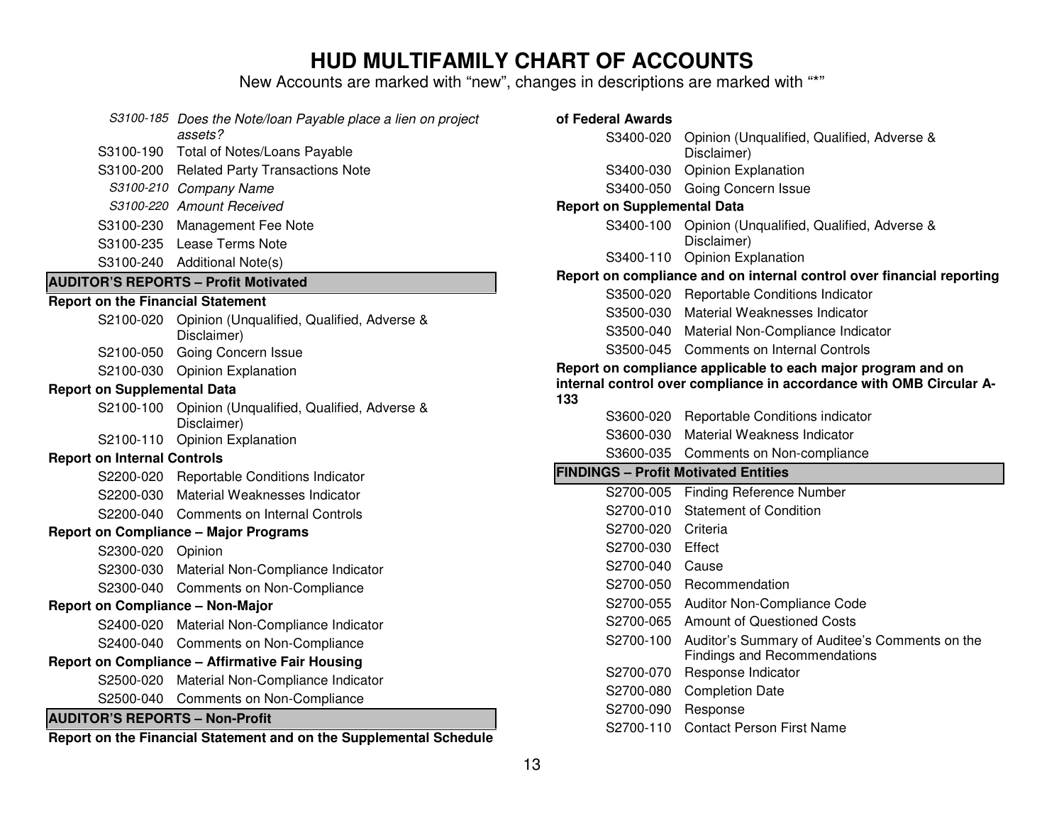# HUD MULTIFAMILY CHART OF ACCOUNTS

New Accounts are marked with "new", changes in descriptions are marked with "*"

*S3100-185 Does the Note/loan Payable place a lien on project assets?*

S3100-190 Total of Notes/Loans Payable

S3100-200 Related Party Transactions Note

*S3100-210 Company Name*

*S3100-220 Amount Received*

S3100-230 Management Fee Note

S3100-235 Lease Terms Note

S3100-240 Additional Note(s)

## AUDITOR'S REPORTS – Profit Motivated

**Report on the Financial Statement**

S2100-020 Opinion (Unqualified, Qualified, Adverse & Disclaimer)

S2100-050 Going Concern Issue

S2100-030 Opinion Explanation

**Report on Supplemental Data**

S2100-100 Opinion (Unqualified, Qualified, Adverse & Disclaimer)

S2100-110 Opinion Explanation

**Report on Internal Controls**

S2200-020 Reportable Conditions Indicator

S2200-030 Material Weaknesses Indicator

S2200-040 Comments on Internal Controls

**Report on Compliance – Major Programs**

S2300-020 Opinion

S2300-030 Material Non-Compliance Indicator

S2300-040 Comments on Non-Compliance

**Report on Compliance – Non-Major**

S2400-020 Material Non-Compliance Indicator

S2400-040 Comments on Non-Compliance

**Report on Compliance – Affirmative Fair Housing**

S2500-020 Material Non-Compliance Indicator

S2500-040 Comments on Non-Compliance

## AUDITOR'S REPORTS – Non-Profit

**Report on the Financial Statement and on the Supplemental Schedule of Federal Awards**

S3400-020 Opinion (Unqualified, Qualified, Adverse & Disclaimer)

S3400-030 Opinion Explanation

S3400-050 Going Concern Issue

**Report on Supplemental Data**

S3400-100 Opinion (Unqualified, Qualified, Adverse & Disclaimer)

S3400-110 Opinion Explanation

**Report on compliance and on internal control over financial reporting**

S3500-020 Reportable Conditions Indicator

S3500-030 Material Weaknesses Indicator

S3500-040 Material Non-Compliance Indicator

S3500-045 Comments on Internal Controls

**Report on compliance applicable to each major program and on internal control over compliance in accordance with OMB Circular A-133**

S3600-020 Reportable Conditions indicator

S3600-030 Material Weakness Indicator

S3600-035 Comments on Non-compliance

## FINDINGS – Profit Motivated Entities

S2700-005 Finding Reference Number

S2700-010 Statement of Condition

S2700-020 Criteria

S2700-030 Effect

S2700-040 Cause

S2700-050 Recommendation

S2700-055 Auditor Non-Compliance Code

S2700-065 Amount of Questioned Costs

S2700-100 Auditor's Summary of Auditee's Comments on the Findings and Recommendations

S2700-070 Response Indicator

S2700-080 Completion Date

S2700-090 Response

S2700-110 Contact Person First Name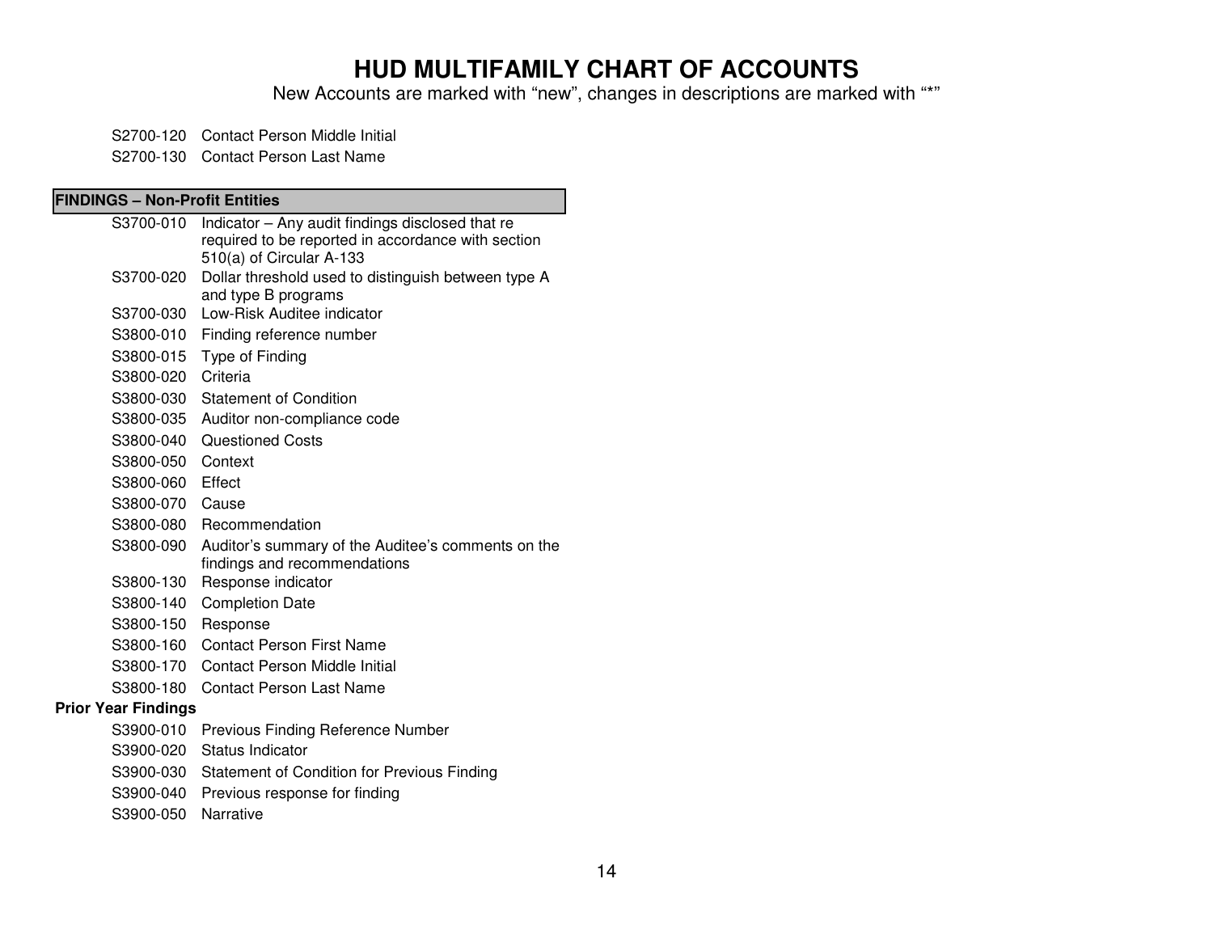# HUD MULTIFAMILY CHART OF ACCOUNTS

New Accounts are marked with "new", changes in descriptions are marked with "*"

| | |
|---|---|
| S2700-120 | Contact Person Middle Initial |
| S2700-130 | Contact Person Last Name |

**FINDINGS – Non-Profit Entities**

| | |
|---|---|
| S3700-010 | Indicator – Any audit findings disclosed that re required to be reported in accordance with section 510(a) of Circular A-133 |
| S3700-020 | Dollar threshold used to distinguish between type A and type B programs |
| S3700-030 | Low-Risk Auditee indicator |
| S3800-010 | Finding reference number |
| S3800-015 | Type of Finding |
| S3800-020 | Criteria |
| S3800-030 | Statement of Condition |
| S3800-035 | Auditor non-compliance code |
| S3800-040 | Questioned Costs |
| S3800-050 | Context |
| S3800-060 | Effect |
| S3800-070 | Cause |
| S3800-080 | Recommendation |
| S3800-090 | Auditor's summary of the Auditee's comments on the findings and recommendations |
| S3800-130 | Response indicator |
| S3800-140 | Completion Date |
| S3800-150 | Response |
| S3800-160 | Contact Person First Name |
| S3800-170 | Contact Person Middle Initial |
| S3800-180 | Contact Person Last Name |

**Prior Year Findings**

| | |
|---|---|
| S3900-010 | Previous Finding Reference Number |
| S3900-020 | Status Indicator |
| S3900-030 | Statement of Condition for Previous Finding |
| S3900-040 | Previous response for finding |
| S3900-050 | Narrative |